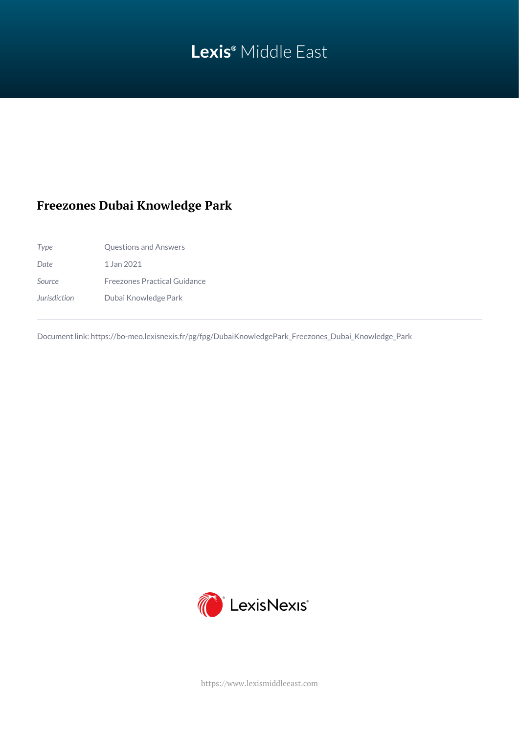Lexis® Middle East

# Freezones Dubai Knowledge Park

| | |
|---|---|
| *Type* | Questions and Answers |
| *Date* | 1 Jan 2021 |
| *Source* | Freezones Practical Guidance |
| *Jurisdiction* | Dubai Knowledge Park |

Document link: https://bo-meo.lexisnexis.fr/pg/fpg/DubaiKnowledgePark_Freezones_Dubai_Knowledge_Park

LexisNexis®

https://www.lexismiddleeast.com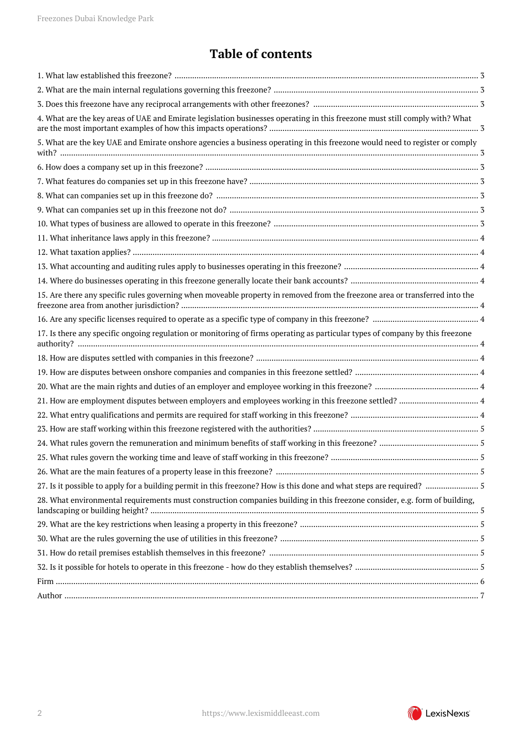# Table of contents

1. What law established this freezone? ..... 3
2. What are the main internal regulations governing this freezone? ..... 3
3. Does this freezone have any reciprocal arrangements with other freezones? ..... 3
4. What are the key areas of UAE and Emirate legislation businesses operating in this freezone must still comply with? What are the most important examples of how this impacts operations? ..... 3
5. What are the key UAE and Emirate onshore agencies a business operating in this freezone would need to register or comply with? ..... 3
6. How does a company set up in this freezone? ..... 3
7. What features do companies set up in this freezone have? ..... 3
8. What can companies set up in this freezone do? ..... 3
9. What can companies set up in this freezone not do? ..... 3
10. What types of business are allowed to operate in this freezone? ..... 3
11. What inheritance laws apply in this freezone? ..... 4
12. What taxation applies? ..... 4
13. What accounting and auditing rules apply to businesses operating in this freezone? ..... 4
14. Where do businesses operating in this freezone generally locate their bank accounts? ..... 4
15. Are there any specific rules governing when moveable property in removed from the freezone area or transferred into the freezone area from another jurisdiction? ..... 4
16. Are any specific licenses required to operate as a specific type of company in this freezone? ..... 4
17. Is there any specific ongoing regulation or monitoring of firms operating as particular types of company by this freezone authority? ..... 4
18. How are disputes settled with companies in this freezone? ..... 4
19. How are disputes between onshore companies and companies in this freezone settled? ..... 4
20. What are the main rights and duties of an employer and employee working in this freezone? ..... 4
21. How are employment disputes between employers and employees working in this freezone settled? ..... 4
22. What entry qualifications and permits are required for staff working in this freezone? ..... 4
23. How are staff working within this freezone registered with the authorities? ..... 5
24. What rules govern the remuneration and minimum benefits of staff working in this freezone? ..... 5
25. What rules govern the working time and leave of staff working in this freezone? ..... 5
26. What are the main features of a property lease in this freezone? ..... 5
27. Is it possible to apply for a building permit in this freezone? How is this done and what steps are required? ..... 5
28. What environmental requirements must construction companies building in this freezone consider, e.g. form of building, landscaping or building height? ..... 5
29. What are the key restrictions when leasing a property in this freezone? ..... 5
30. What are the rules governing the use of utilities in this freezone? ..... 5
31. How do retail premises establish themselves in this freezone? ..... 5
32. Is it possible for hotels to operate in this freezone - how do they establish themselves? ..... 5

Firm ..... 6

Author ..... 7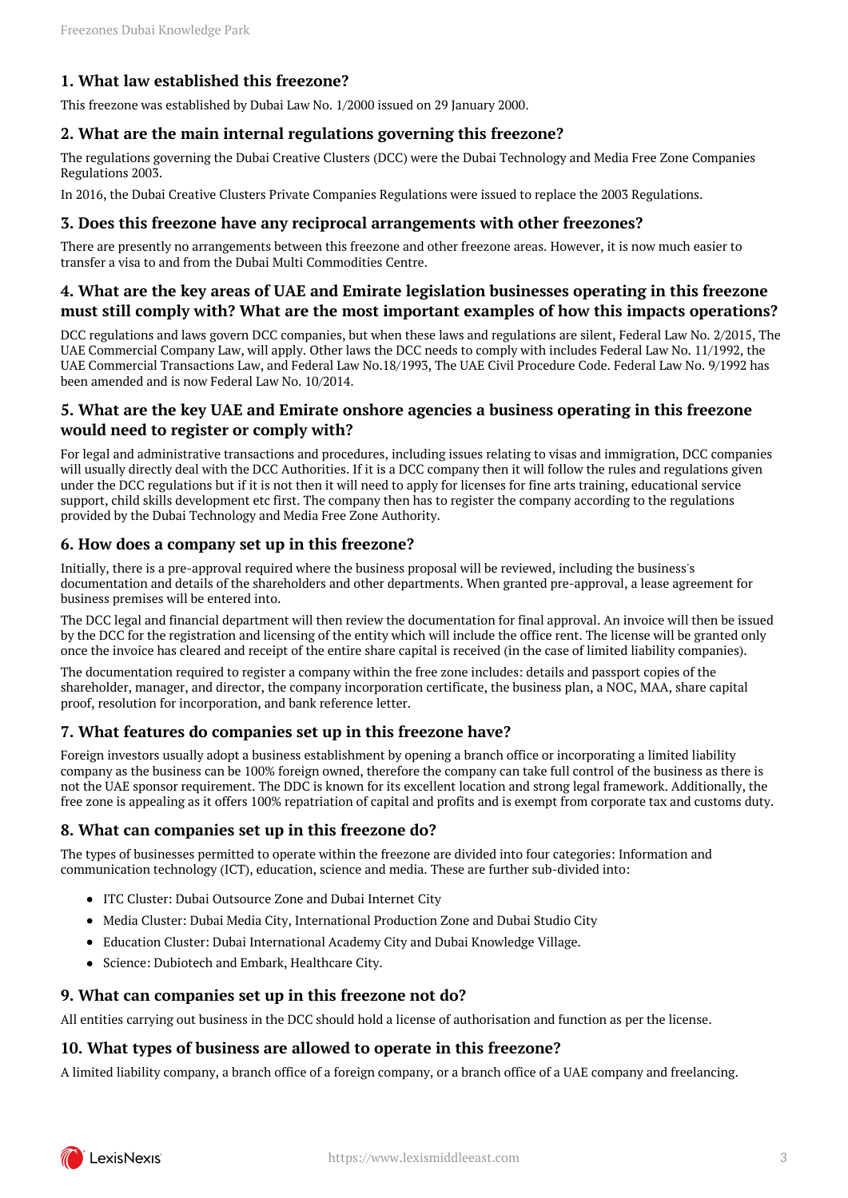## 1. What law established this freezone?

This freezone was established by Dubai Law No. 1/2000 issued on 29 January 2000.

## 2. What are the main internal regulations governing this freezone?

The regulations governing the Dubai Creative Clusters (DCC) were the Dubai Technology and Media Free Zone Companies Regulations 2003.

In 2016, the Dubai Creative Clusters Private Companies Regulations were issued to replace the 2003 Regulations.

## 3. Does this freezone have any reciprocal arrangements with other freezones?

There are presently no arrangements between this freezone and other freezone areas. However, it is now much easier to transfer a visa to and from the Dubai Multi Commodities Centre.

## 4. What are the key areas of UAE and Emirate legislation businesses operating in this freezone must still comply with? What are the most important examples of how this impacts operations?

DCC regulations and laws govern DCC companies, but when these laws and regulations are silent, Federal Law No. 2/2015, The UAE Commercial Company Law, will apply. Other laws the DCC needs to comply with includes Federal Law No. 11/1992, the UAE Commercial Transactions Law, and Federal Law No.18/1993, The UAE Civil Procedure Code. Federal Law No. 9/1992 has been amended and is now Federal Law No. 10/2014.

## 5. What are the key UAE and Emirate onshore agencies a business operating in this freezone would need to register or comply with?

For legal and administrative transactions and procedures, including issues relating to visas and immigration, DCC companies will usually directly deal with the DCC Authorities. If it is a DCC company then it will follow the rules and regulations given under the DCC regulations but if it is not then it will need to apply for licenses for fine arts training, educational service support, child skills development etc first. The company then has to register the company according to the regulations provided by the Dubai Technology and Media Free Zone Authority.

## 6. How does a company set up in this freezone?

Initially, there is a pre-approval required where the business proposal will be reviewed, including the business's documentation and details of the shareholders and other departments. When granted pre-approval, a lease agreement for business premises will be entered into.

The DCC legal and financial department will then review the documentation for final approval. An invoice will then be issued by the DCC for the registration and licensing of the entity which will include the office rent. The license will be granted only once the invoice has cleared and receipt of the entire share capital is received (in the case of limited liability companies).

The documentation required to register a company within the free zone includes: details and passport copies of the shareholder, manager, and director, the company incorporation certificate, the business plan, a NOC, MAA, share capital proof, resolution for incorporation, and bank reference letter.

## 7. What features do companies set up in this freezone have?

Foreign investors usually adopt a business establishment by opening a branch office or incorporating a limited liability company as the business can be 100% foreign owned, therefore the company can take full control of the business as there is not the UAE sponsor requirement. The DDC is known for its excellent location and strong legal framework. Additionally, the free zone is appealing as it offers 100% repatriation of capital and profits and is exempt from corporate tax and customs duty.

## 8. What can companies set up in this freezone do?

The types of businesses permitted to operate within the freezone are divided into four categories: Information and communication technology (ICT), education, science and media. These are further sub-divided into:

- ITC Cluster: Dubai Outsource Zone and Dubai Internet City
- Media Cluster: Dubai Media City, International Production Zone and Dubai Studio City
- Education Cluster: Dubai International Academy City and Dubai Knowledge Village.
- Science: Dubiotech and Embark, Healthcare City.

## 9. What can companies set up in this freezone not do?

All entities carrying out business in the DCC should hold a license of authorisation and function as per the license.

## 10. What types of business are allowed to operate in this freezone?

A limited liability company, a branch office of a foreign company, or a branch office of a UAE company and freelancing.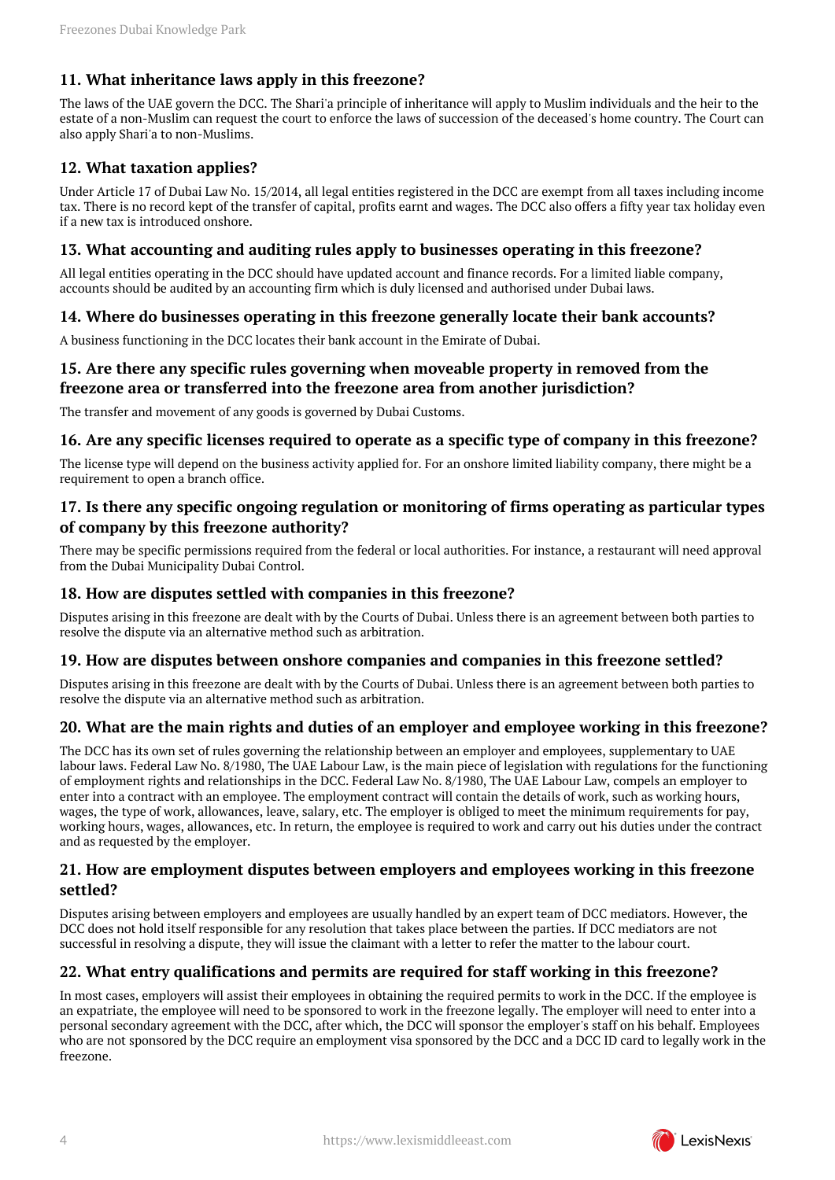## 11. What inheritance laws apply in this freezone?

The laws of the UAE govern the DCC. The Shari'a principle of inheritance will apply to Muslim individuals and the heir to the estate of a non-Muslim can request the court to enforce the laws of succession of the deceased's home country. The Court can also apply Shari'a to non-Muslims.

## 12. What taxation applies?

Under Article 17 of Dubai Law No. 15/2014, all legal entities registered in the DCC are exempt from all taxes including income tax. There is no record kept of the transfer of capital, profits earnt and wages. The DCC also offers a fifty year tax holiday even if a new tax is introduced onshore.

## 13. What accounting and auditing rules apply to businesses operating in this freezone?

All legal entities operating in the DCC should have updated account and finance records. For a limited liable company, accounts should be audited by an accounting firm which is duly licensed and authorised under Dubai laws.

## 14. Where do businesses operating in this freezone generally locate their bank accounts?

A business functioning in the DCC locates their bank account in the Emirate of Dubai.

## 15. Are there any specific rules governing when moveable property in removed from the freezone area or transferred into the freezone area from another jurisdiction?

The transfer and movement of any goods is governed by Dubai Customs.

## 16. Are any specific licenses required to operate as a specific type of company in this freezone?

The license type will depend on the business activity applied for. For an onshore limited liability company, there might be a requirement to open a branch office.

## 17. Is there any specific ongoing regulation or monitoring of firms operating as particular types of company by this freezone authority?

There may be specific permissions required from the federal or local authorities. For instance, a restaurant will need approval from the Dubai Municipality Dubai Control.

## 18. How are disputes settled with companies in this freezone?

Disputes arising in this freezone are dealt with by the Courts of Dubai. Unless there is an agreement between both parties to resolve the dispute via an alternative method such as arbitration.

## 19. How are disputes between onshore companies and companies in this freezone settled?

Disputes arising in this freezone are dealt with by the Courts of Dubai. Unless there is an agreement between both parties to resolve the dispute via an alternative method such as arbitration.

## 20. What are the main rights and duties of an employer and employee working in this freezone?

The DCC has its own set of rules governing the relationship between an employer and employees, supplementary to UAE labour laws. Federal Law No. 8/1980, The UAE Labour Law, is the main piece of legislation with regulations for the functioning of employment rights and relationships in the DCC. Federal Law No. 8/1980, The UAE Labour Law, compels an employer to enter into a contract with an employee. The employment contract will contain the details of work, such as working hours, wages, the type of work, allowances, leave, salary, etc. The employer is obliged to meet the minimum requirements for pay, working hours, wages, allowances, etc. In return, the employee is required to work and carry out his duties under the contract and as requested by the employer.

## 21. How are employment disputes between employers and employees working in this freezone settled?

Disputes arising between employers and employees are usually handled by an expert team of DCC mediators. However, the DCC does not hold itself responsible for any resolution that takes place between the parties. If DCC mediators are not successful in resolving a dispute, they will issue the claimant with a letter to refer the matter to the labour court.

## 22. What entry qualifications and permits are required for staff working in this freezone?

In most cases, employers will assist their employees in obtaining the required permits to work in the DCC. If the employee is an expatriate, the employee will need to be sponsored to work in the freezone legally. The employer will need to enter into a personal secondary agreement with the DCC, after which, the DCC will sponsor the employer's staff on his behalf. Employees who are not sponsored by the DCC require an employment visa sponsored by the DCC and a DCC ID card to legally work in the freezone.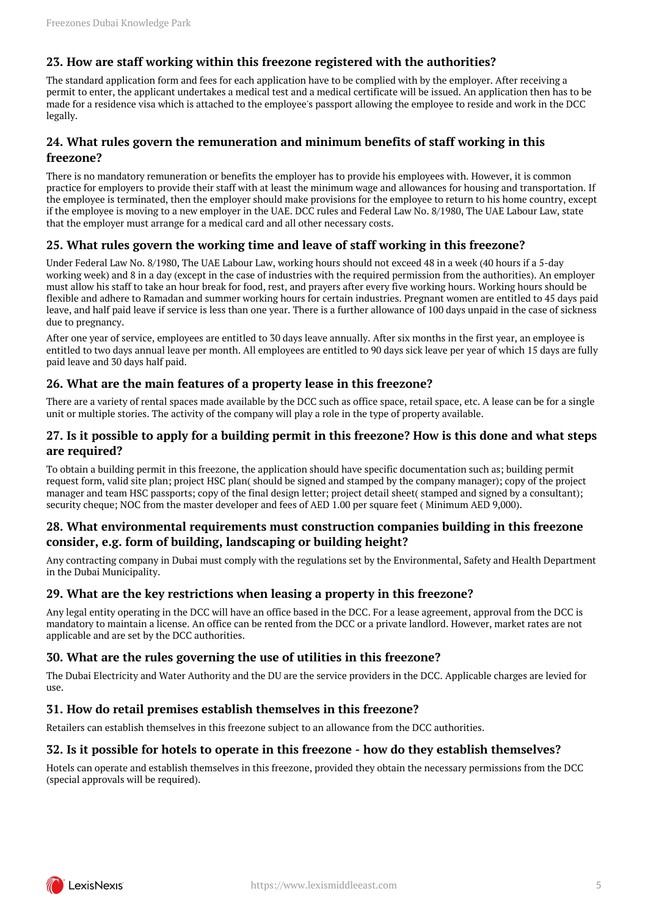## 23. How are staff working within this freezone registered with the authorities?

The standard application form and fees for each application have to be complied with by the employer. After receiving a permit to enter, the applicant undertakes a medical test and a medical certificate will be issued. An application then has to be made for a residence visa which is attached to the employee's passport allowing the employee to reside and work in the DCC legally.

## 24. What rules govern the remuneration and minimum benefits of staff working in this freezone?

There is no mandatory remuneration or benefits the employer has to provide his employees with. However, it is common practice for employers to provide their staff with at least the minimum wage and allowances for housing and transportation. If the employee is terminated, then the employer should make provisions for the employee to return to his home country, except if the employee is moving to a new employer in the UAE. DCC rules and Federal Law No. 8/1980, The UAE Labour Law, state that the employer must arrange for a medical card and all other necessary costs.

## 25. What rules govern the working time and leave of staff working in this freezone?

Under Federal Law No. 8/1980, The UAE Labour Law, working hours should not exceed 48 in a week (40 hours if a 5-day working week) and 8 in a day (except in the case of industries with the required permission from the authorities). An employer must allow his staff to take an hour break for food, rest, and prayers after every five working hours. Working hours should be flexible and adhere to Ramadan and summer working hours for certain industries. Pregnant women are entitled to 45 days paid leave, and half paid leave if service is less than one year. There is a further allowance of 100 days unpaid in the case of sickness due to pregnancy.

After one year of service, employees are entitled to 30 days leave annually. After six months in the first year, an employee is entitled to two days annual leave per month. All employees are entitled to 90 days sick leave per year of which 15 days are fully paid leave and 30 days half paid.

## 26. What are the main features of a property lease in this freezone?

There are a variety of rental spaces made available by the DCC such as office space, retail space, etc. A lease can be for a single unit or multiple stories. The activity of the company will play a role in the type of property available.

## 27. Is it possible to apply for a building permit in this freezone? How is this done and what steps are required?

To obtain a building permit in this freezone, the application should have specific documentation such as; building permit request form, valid site plan; project HSC plan( should be signed and stamped by the company manager); copy of the project manager and team HSC passports; copy of the final design letter; project detail sheet( stamped and signed by a consultant); security cheque; NOC from the master developer and fees of AED 1.00 per square feet ( Minimum AED 9,000).

## 28. What environmental requirements must construction companies building in this freezone consider, e.g. form of building, landscaping or building height?

Any contracting company in Dubai must comply with the regulations set by the Environmental, Safety and Health Department in the Dubai Municipality.

## 29. What are the key restrictions when leasing a property in this freezone?

Any legal entity operating in the DCC will have an office based in the DCC. For a lease agreement, approval from the DCC is mandatory to maintain a license. An office can be rented from the DCC or a private landlord. However, market rates are not applicable and are set by the DCC authorities.

## 30. What are the rules governing the use of utilities in this freezone?

The Dubai Electricity and Water Authority and the DU are the service providers in the DCC. Applicable charges are levied for use.

## 31. How do retail premises establish themselves in this freezone?

Retailers can establish themselves in this freezone subject to an allowance from the DCC authorities.

## 32. Is it possible for hotels to operate in this freezone - how do they establish themselves?

Hotels can operate and establish themselves in this freezone, provided they obtain the necessary permissions from the DCC (special approvals will be required).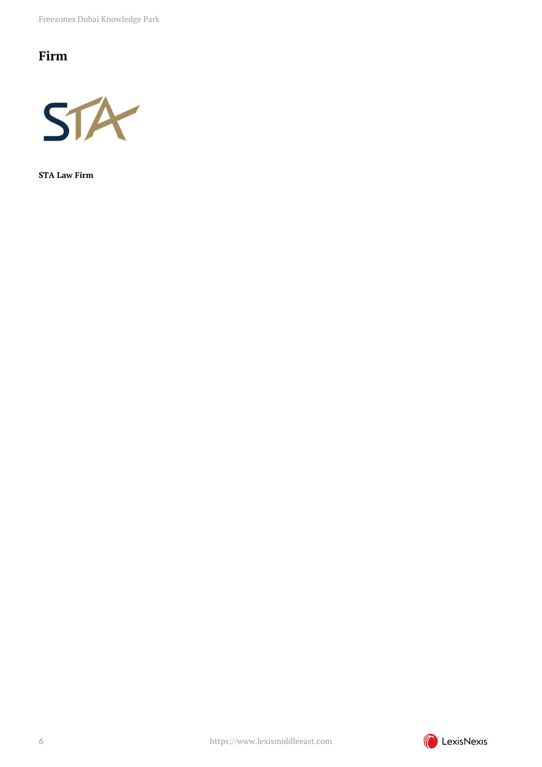## Firm

**STA Law Firm**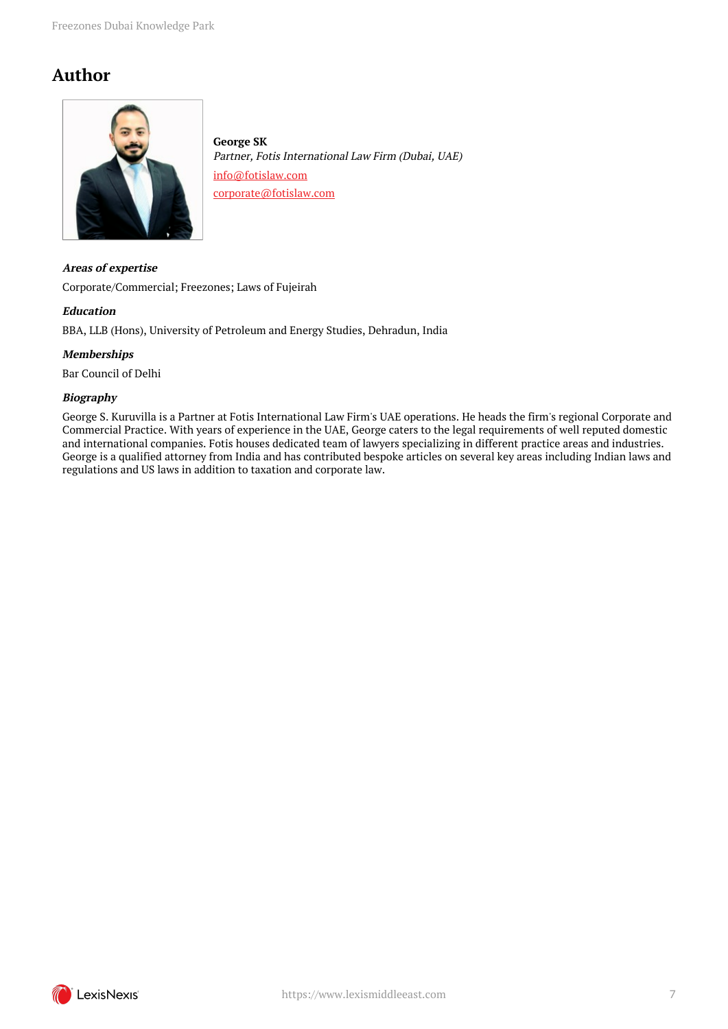# Author

**George SK**
*Partner, Fotis International Law Firm (Dubai, UAE)*
info@fotislaw.com
corporate@fotislaw.com

***Areas of expertise***

Corporate/Commercial; Freezones; Laws of Fujeirah

***Education***

BBA, LLB (Hons), University of Petroleum and Energy Studies, Dehradun, India

***Memberships***

Bar Council of Delhi

***Biography***

George S. Kuruvilla is a Partner at Fotis International Law Firm's UAE operations. He heads the firm's regional Corporate and Commercial Practice. With years of experience in the UAE, George caters to the legal requirements of well reputed domestic and international companies. Fotis houses dedicated team of lawyers specializing in different practice areas and industries. George is a qualified attorney from India and has contributed bespoke articles on several key areas including Indian laws and regulations and US laws in addition to taxation and corporate law.